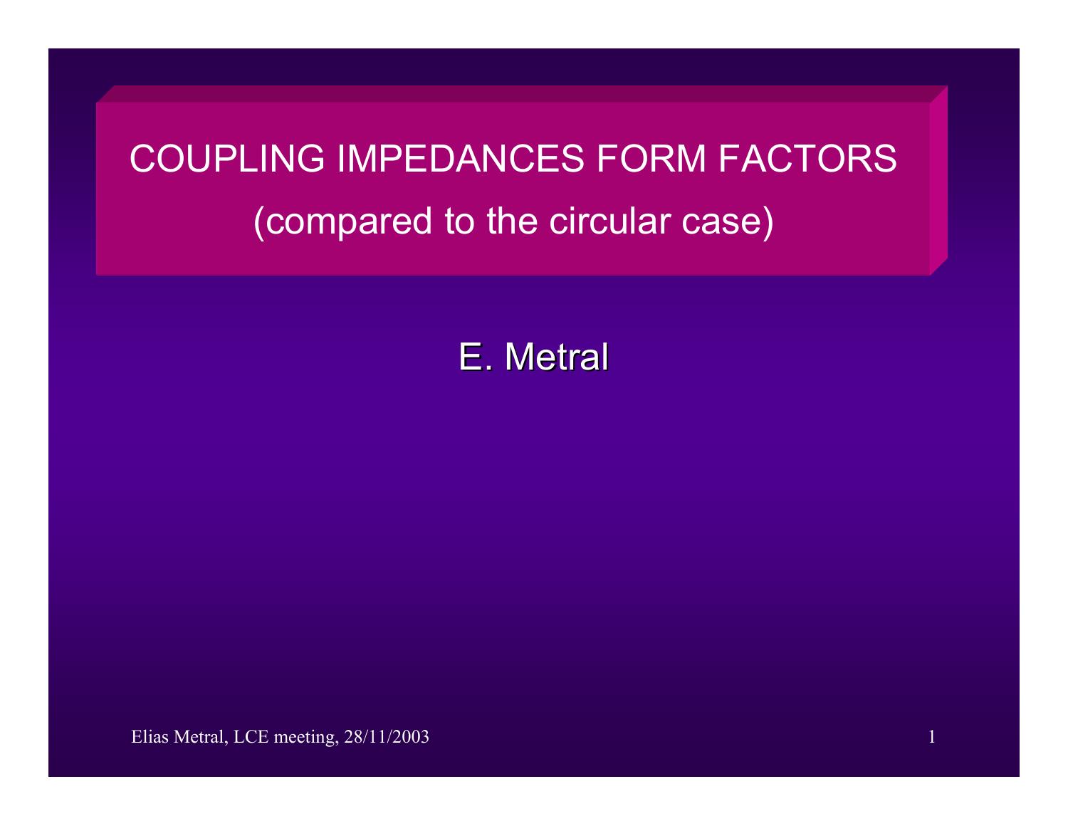# COUPLING IMPEDANCES FORM FACTORS
## (compared to the circular case)

E. Metral

Elias Metral, LCE meeting, 28/11/2003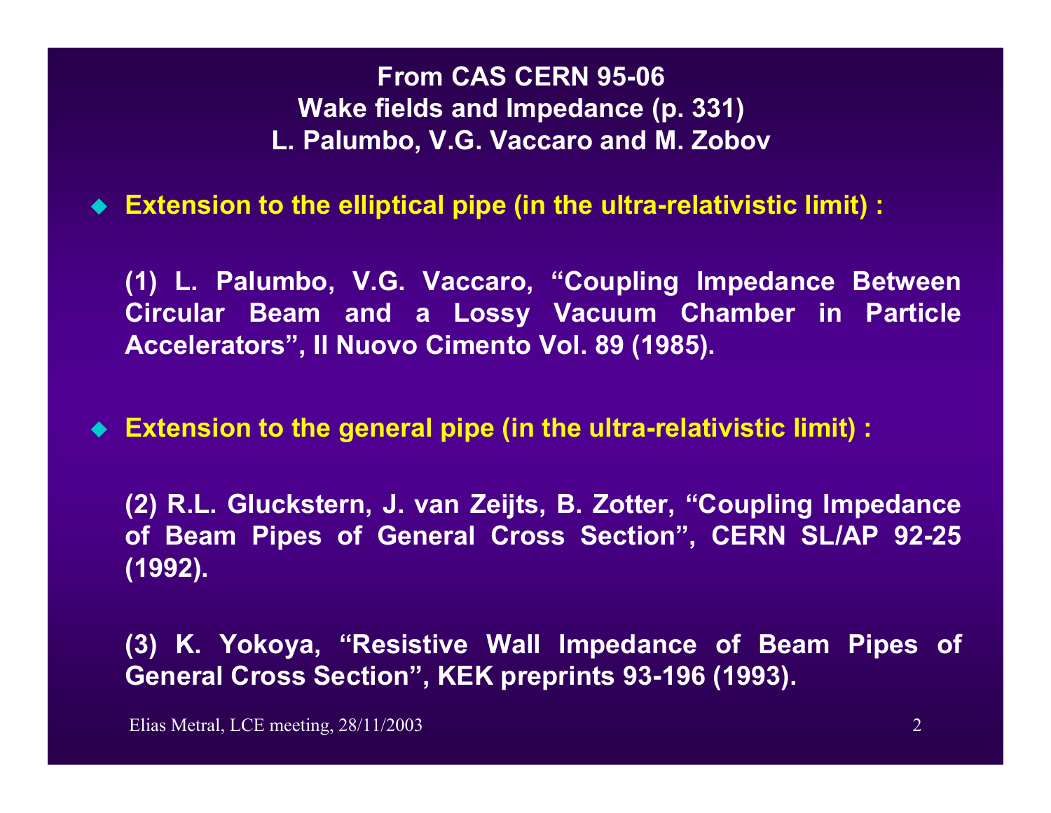**From CAS CERN 95-06**
**Wake fields and Impedance (p. 331)**
**L. Palumbo, V.G. Vaccaro and M. Zobov**

- **Extension to the elliptical pipe (in the ultra-relativistic limit) :**

  **(1) L. Palumbo, V.G. Vaccaro, "Coupling Impedance Between Circular Beam and a Lossy Vacuum Chamber in Particle Accelerators", Il Nuovo Cimento Vol. 89 (1985).**

- **Extension to the general pipe (in the ultra-relativistic limit) :**

  **(2) R.L. Gluckstern, J. van Zeijts, B. Zotter, "Coupling Impedance of Beam Pipes of General Cross Section", CERN SL/AP 92-25 (1992).**

  **(3) K. Yokoya, "Resistive Wall Impedance of Beam Pipes of General Cross Section", KEK preprints 93-196 (1993).**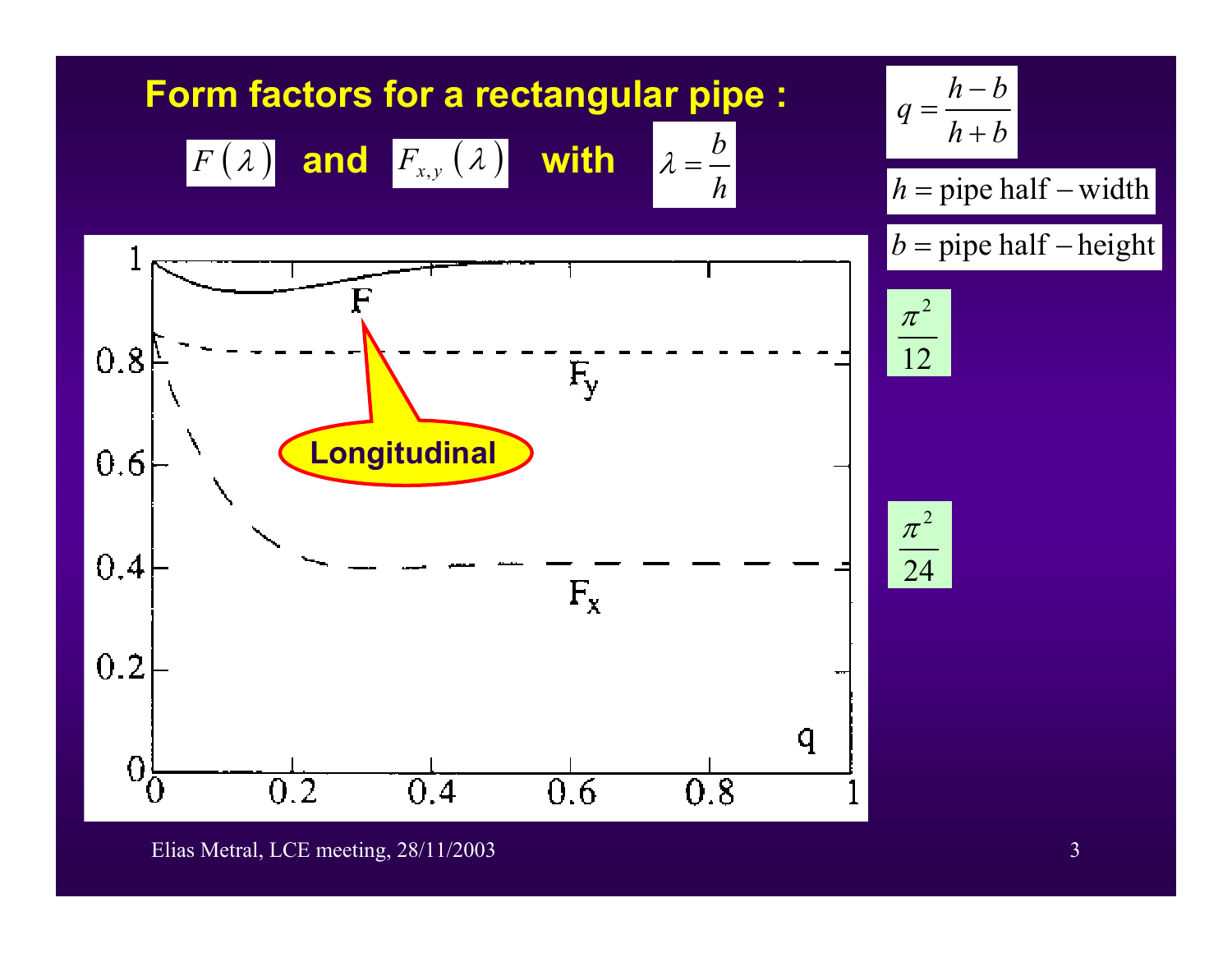# Form factors for a rectangular pipe :

$F(\lambda)$ and $F_{x,y}(\lambda)$ with $\lambda = \frac{b}{h}$

$$q = \frac{h-b}{h+b}$$

$h = \text{pipe half} - \text{width}$

$b = \text{pipe half} - \text{height}$

$\frac{\pi^2}{12}$

$\frac{\pi^2}{24}$

Longitudinal

F

$F_y$

$F_x$

q

0, 0.2, 0.4, 0.6, 0.8, 1

Elias Metral, LCE meeting, 28/11/2003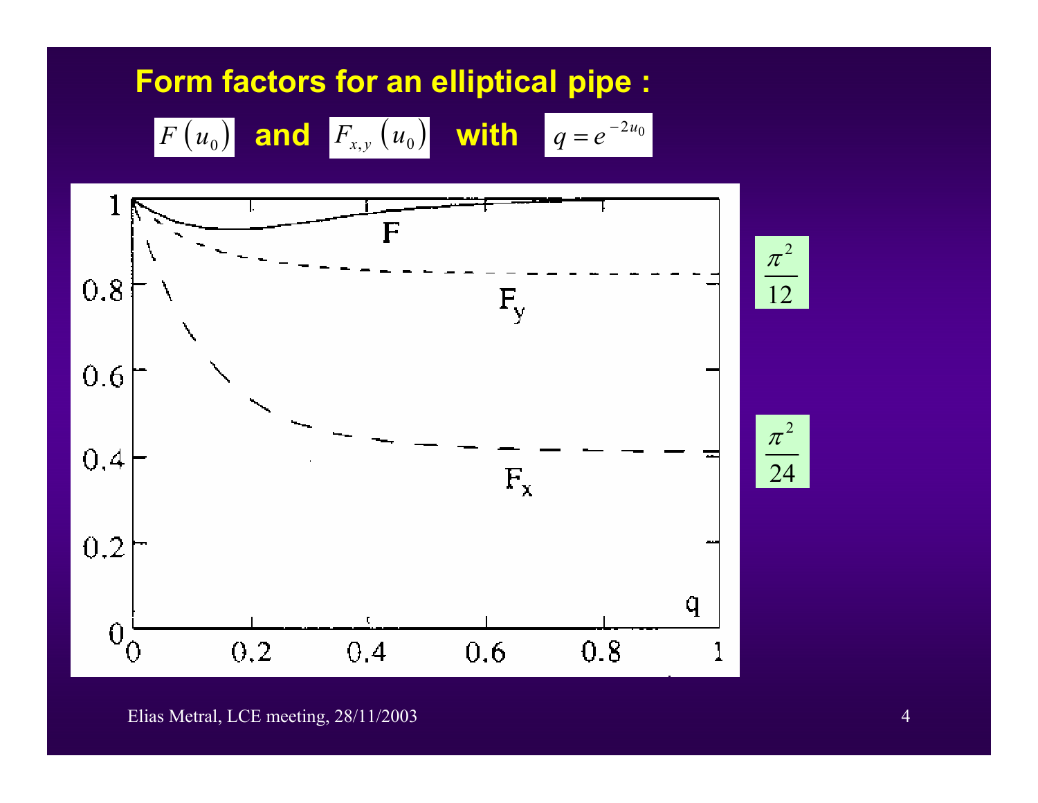# Form factors for an elliptical pipe :

$F(u_0)$ and $F_{x,y}(u_0)$ with $q = e^{-2u_0}$

$\frac{\pi^2}{12}$

$\frac{\pi^2}{24}$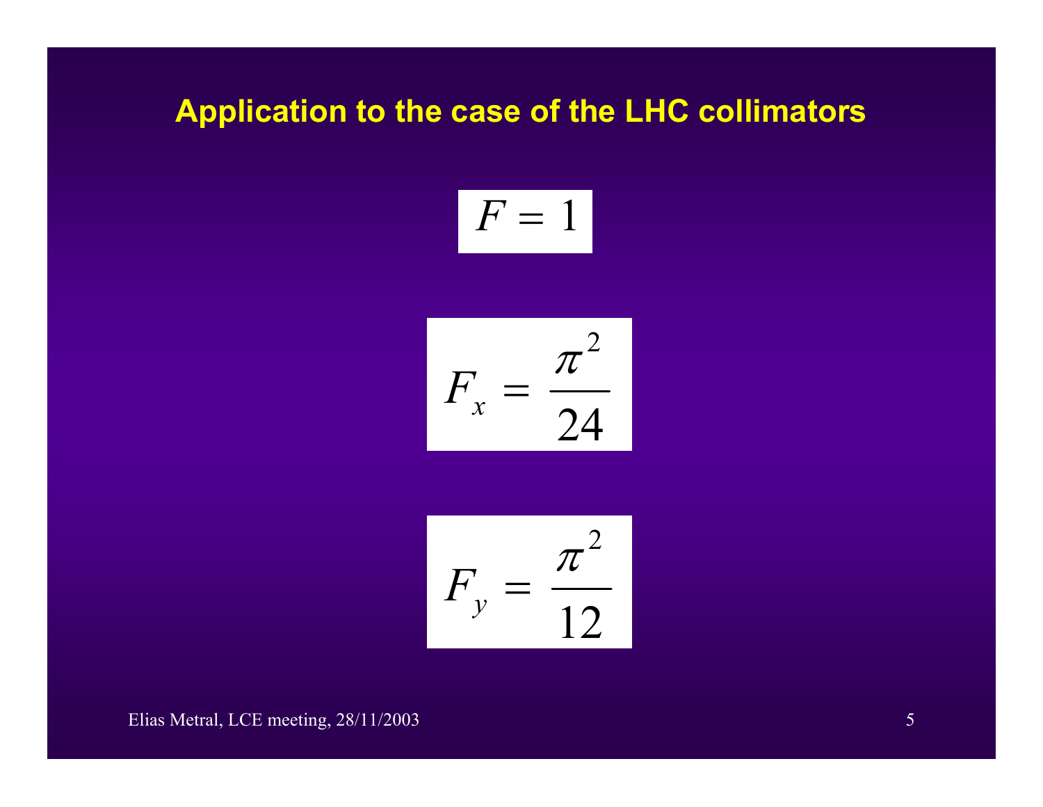# Application to the case of the LHC collimators

$$F = 1$$

$$F_x = \frac{\pi^2}{24}$$

$$F_y = \frac{\pi^2}{12}$$

Elias Metral, LCE meeting, 28/11/2003